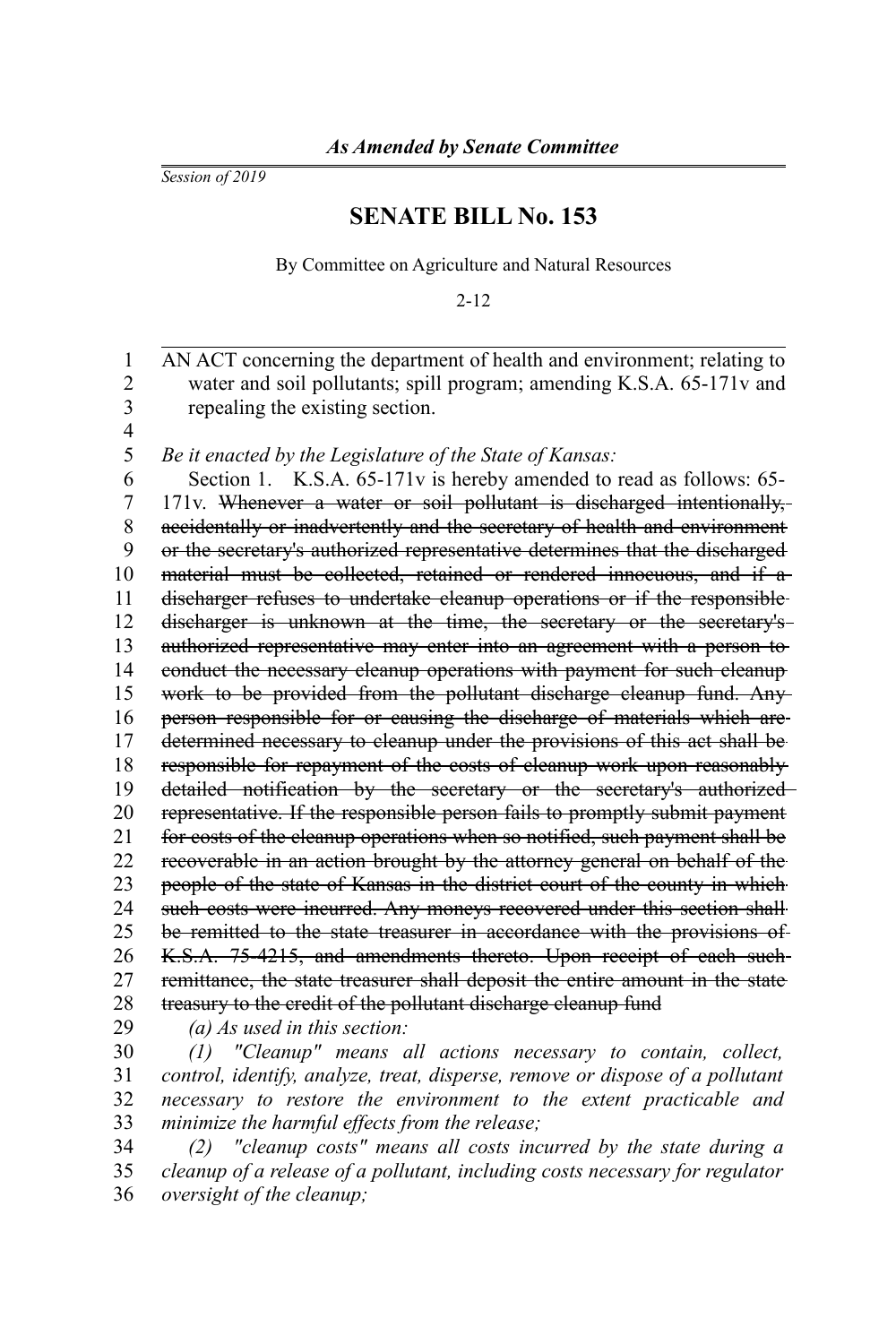*As Amended by Senate Committee*

*Session of 2019*

# SENATE BILL No. 153

By Committee on Agriculture and Natural Resources

2-12

AN ACT concerning the department of health and environment; relating to water and soil pollutants; spill program; amending K.S.A. 65-171v and repealing the existing section.

*Be it enacted by the Legislature of the State of Kansas:*

Section 1. K.S.A. 65-171v is hereby amended to read as follows: 65-171v. ~~Whenever a water or soil pollutant is discharged intentionally, accidentally or inadvertently and the secretary of health and environment or the secretary's authorized representative determines that the discharged material must be collected, retained or rendered innocuous, and if a discharger refuses to undertake cleanup operations or if the responsible discharger is unknown at the time, the secretary or the secretary's authorized representative may enter into an agreement with a person to conduct the necessary cleanup operations with payment for such cleanup work to be provided from the pollutant discharge cleanup fund. Any person responsible for or causing the discharge of materials which are determined necessary to cleanup under the provisions of this act shall be responsible for repayment of the costs of cleanup work upon reasonably detailed notification by the secretary or the secretary's authorized representative. If the responsible person fails to promptly submit payment for costs of the cleanup operations when so notified, such payment shall be recoverable in an action brought by the attorney general on behalf of the people of the state of Kansas in the district court of the county in which such costs were incurred. Any moneys recovered under this section shall be remitted to the state treasurer in accordance with the provisions of K.S.A. 75-4215, and amendments thereto. Upon receipt of each such remittance, the state treasurer shall deposit the entire amount in the state treasury to the credit of the pollutant discharge cleanup fund~~

*(a) As used in this section:*

*(1) "Cleanup" means all actions necessary to contain, collect, control, identify, analyze, treat, disperse, remove or dispose of a pollutant necessary to restore the environment to the extent practicable and minimize the harmful effects from the release;*

*(2) "cleanup costs" means all costs incurred by the state during a cleanup of a release of a pollutant, including costs necessary for regulator oversight of the cleanup;*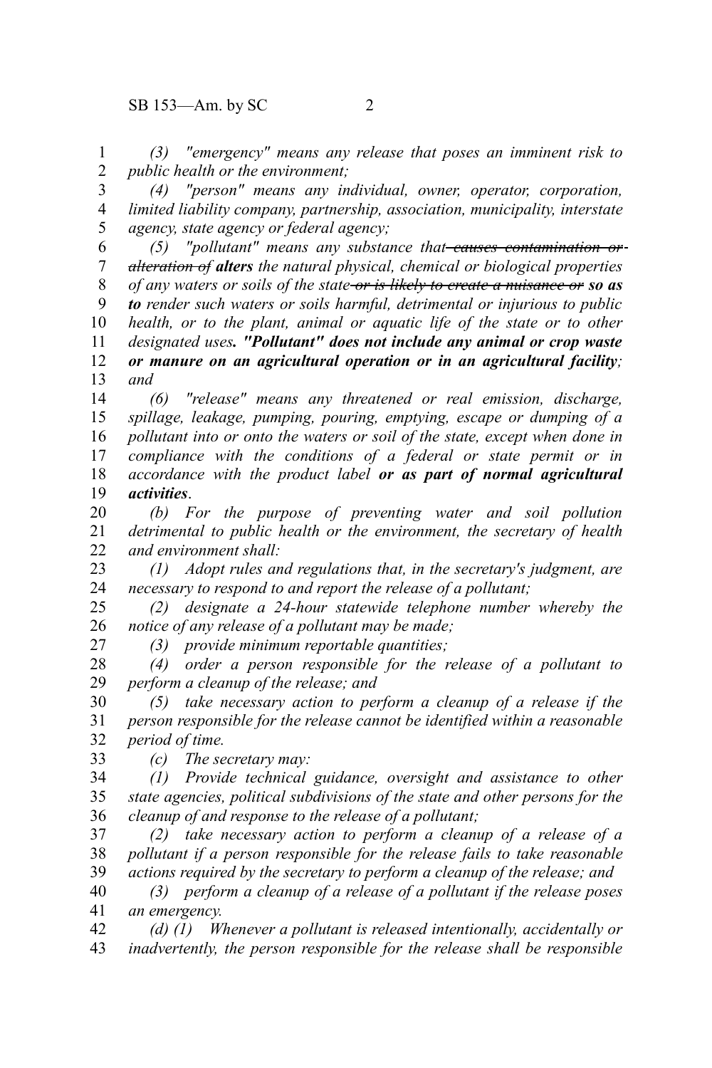*(3) "emergency" means any release that poses an imminent risk to public health or the environment;*

*(4) "person" means any individual, owner, operator, corporation, limited liability company, partnership, association, municipality, interstate agency, state agency or federal agency;*

*(5) "pollutant" means any substance that ~~causes contamination or alteration of~~ **alters** the natural physical, chemical or biological properties of any waters or soils of the state ~~or is likely to create a nuisance or~~ **so as to** render such waters or soils harmful, detrimental or injurious to public health, or to the plant, animal or aquatic life of the state or to other designated uses**. "Pollutant" does not include any animal or crop waste or manure on an agricultural operation or in an agricultural facility**; and*

*(6) "release" means any threatened or real emission, discharge, spillage, leakage, pumping, pouring, emptying, escape or dumping of a pollutant into or onto the waters or soil of the state, except when done in compliance with the conditions of a federal or state permit or in accordance with the product label **or as part of normal agricultural activities**.*

*(b) For the purpose of preventing water and soil pollution detrimental to public health or the environment, the secretary of health and environment shall:*

*(1) Adopt rules and regulations that, in the secretary's judgment, are necessary to respond to and report the release of a pollutant;*

*(2) designate a 24-hour statewide telephone number whereby the notice of any release of a pollutant may be made;*

*(3) provide minimum reportable quantities;*

*(4) order a person responsible for the release of a pollutant to perform a cleanup of the release; and*

*(5) take necessary action to perform a cleanup of a release if the person responsible for the release cannot be identified within a reasonable period of time.*

*(c) The secretary may:*

*(1) Provide technical guidance, oversight and assistance to other state agencies, political subdivisions of the state and other persons for the cleanup of and response to the release of a pollutant;*

*(2) take necessary action to perform a cleanup of a release of a pollutant if a person responsible for the release fails to take reasonable actions required by the secretary to perform a cleanup of the release; and*

*(3) perform a cleanup of a release of a pollutant if the release poses an emergency.*

*(d) (1) Whenever a pollutant is released intentionally, accidentally or inadvertently, the person responsible for the release shall be responsible*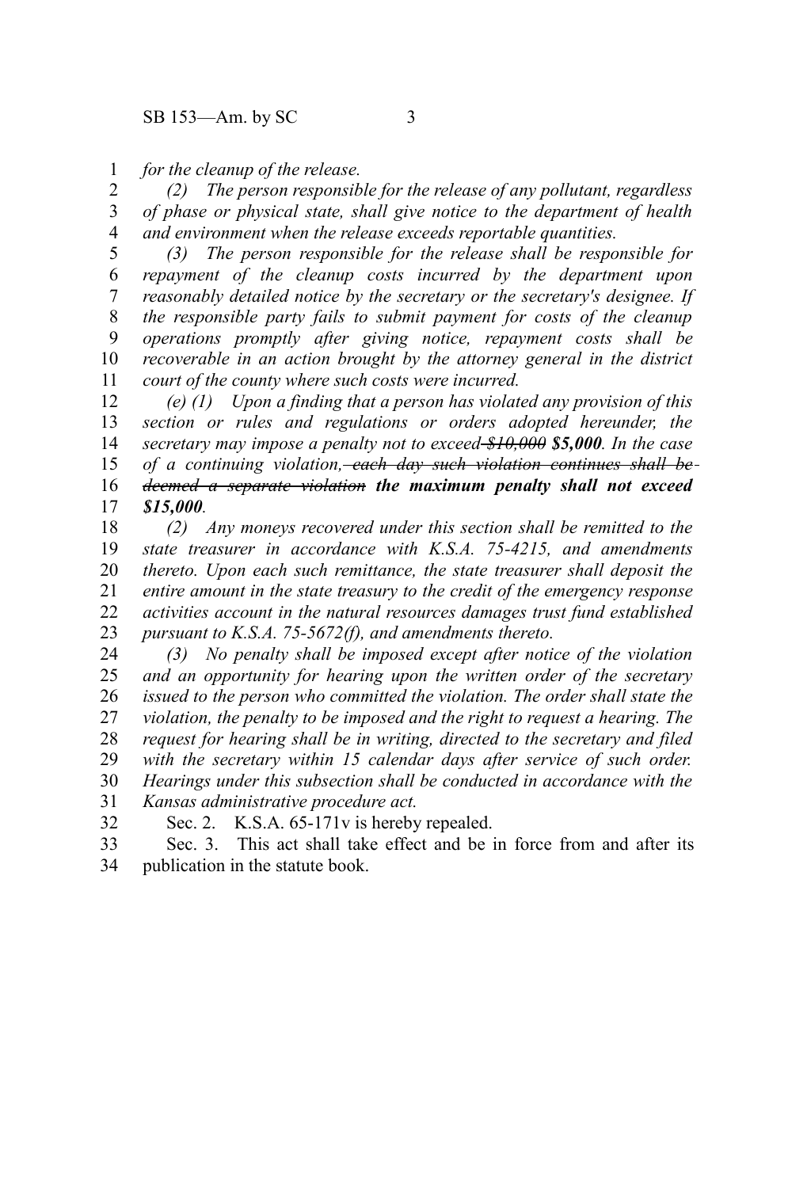*for the cleanup of the release.*

*(2) The person responsible for the release of any pollutant, regardless of phase or physical state, shall give notice to the department of health and environment when the release exceeds reportable quantities.*

*(3) The person responsible for the release shall be responsible for repayment of the cleanup costs incurred by the department upon reasonably detailed notice by the secretary or the secretary's designee. If the responsible party fails to submit payment for costs of the cleanup operations promptly after giving notice, repayment costs shall be recoverable in an action brought by the attorney general in the district court of the county where such costs were incurred.*

*(e) (1) Upon a finding that a person has violated any provision of this section or rules and regulations or orders adopted hereunder, the secretary may impose a penalty not to exceed ~~$10,000~~* ***$5,000****. In the case of a continuing violation, ~~each day such violation continues shall be deemed a separate violation~~* ***the maximum penalty shall not exceed $15,000****.*

*(2) Any moneys recovered under this section shall be remitted to the state treasurer in accordance with K.S.A. 75-4215, and amendments thereto. Upon each such remittance, the state treasurer shall deposit the entire amount in the state treasury to the credit of the emergency response activities account in the natural resources damages trust fund established pursuant to K.S.A. 75-5672(f), and amendments thereto.*

*(3) No penalty shall be imposed except after notice of the violation and an opportunity for hearing upon the written order of the secretary issued to the person who committed the violation. The order shall state the violation, the penalty to be imposed and the right to request a hearing. The request for hearing shall be in writing, directed to the secretary and filed with the secretary within 15 calendar days after service of such order. Hearings under this subsection shall be conducted in accordance with the Kansas administrative procedure act.*

Sec. 2. K.S.A. 65-171v is hereby repealed.

Sec. 3. This act shall take effect and be in force from and after its publication in the statute book.